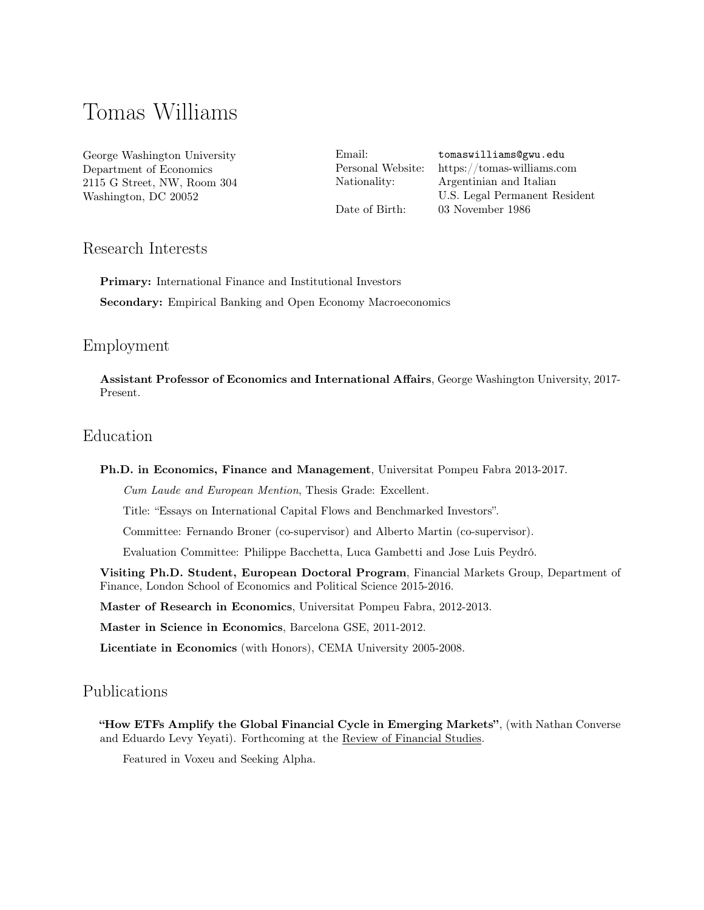# Tomas Williams

George Washington University
Department of Economics
2115 G Street, NW, Room 304
Washington, DC 20052

Email: tomaswilliams@gwu.edu
Personal Website: https://tomas-williams.com
Nationality: Argentinian and Italian
U.S. Legal Permanent Resident
Date of Birth: 03 November 1986

## Research Interests

**Primary:** International Finance and Institutional Investors

**Secondary:** Empirical Banking and Open Economy Macroeconomics

## Employment

**Assistant Professor of Economics and International Affairs**, George Washington University, 2017-Present.

## Education

**Ph.D. in Economics, Finance and Management**, Universitat Pompeu Fabra 2013-2017.

*Cum Laude and European Mention*, Thesis Grade: Excellent.

Title: "Essays on International Capital Flows and Benchmarked Investors".

Committee: Fernando Broner (co-supervisor) and Alberto Martin (co-supervisor).

Evaluation Committee: Philippe Bacchetta, Luca Gambetti and Jose Luis Peydró.

**Visiting Ph.D. Student, European Doctoral Program**, Financial Markets Group, Department of Finance, London School of Economics and Political Science 2015-2016.

**Master of Research in Economics**, Universitat Pompeu Fabra, 2012-2013.

**Master in Science in Economics**, Barcelona GSE, 2011-2012.

**Licentiate in Economics** (with Honors), CEMA University 2005-2008.

## Publications

**"How ETFs Amplify the Global Financial Cycle in Emerging Markets"**, (with Nathan Converse and Eduardo Levy Yeyati). Forthcoming at the Review of Financial Studies.

Featured in Voxeu and Seeking Alpha.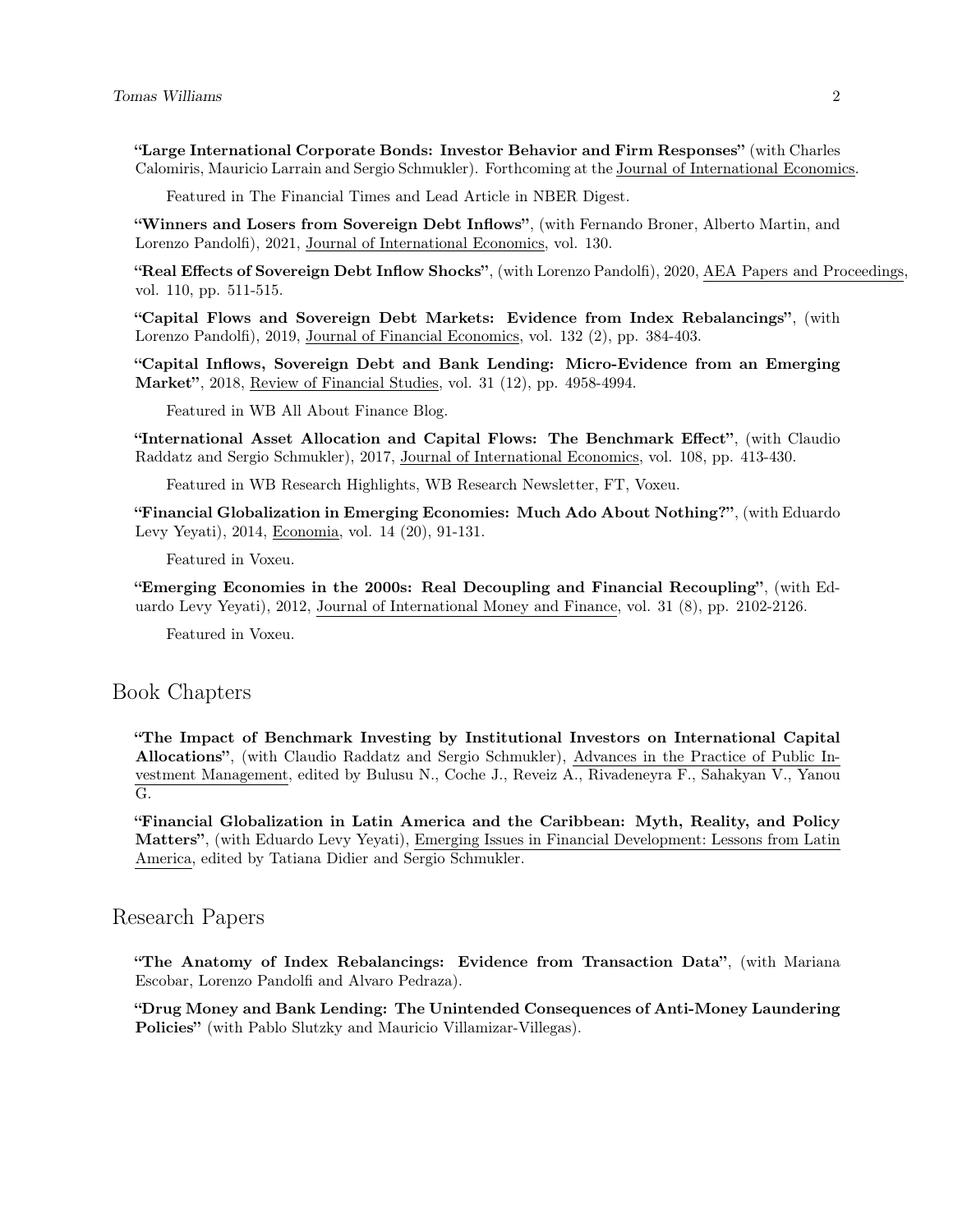**"Large International Corporate Bonds: Investor Behavior and Firm Responses"** (with Charles Calomiris, Mauricio Larrain and Sergio Schmukler). Forthcoming at the Journal of International Economics.

Featured in The Financial Times and Lead Article in NBER Digest.

**"Winners and Losers from Sovereign Debt Inflows"**, (with Fernando Broner, Alberto Martin, and Lorenzo Pandolfi), 2021, Journal of International Economics, vol. 130.

**"Real Effects of Sovereign Debt Inflow Shocks"**, (with Lorenzo Pandolfi), 2020, AEA Papers and Proceedings, vol. 110, pp. 511-515.

**"Capital Flows and Sovereign Debt Markets: Evidence from Index Rebalancings"**, (with Lorenzo Pandolfi), 2019, Journal of Financial Economics, vol. 132 (2), pp. 384-403.

**"Capital Inflows, Sovereign Debt and Bank Lending: Micro-Evidence from an Emerging Market"**, 2018, Review of Financial Studies, vol. 31 (12), pp. 4958-4994.

Featured in WB All About Finance Blog.

**"International Asset Allocation and Capital Flows: The Benchmark Effect"**, (with Claudio Raddatz and Sergio Schmukler), 2017, Journal of International Economics, vol. 108, pp. 413-430.

Featured in WB Research Highlights, WB Research Newsletter, FT, Voxeu.

**"Financial Globalization in Emerging Economies: Much Ado About Nothing?"**, (with Eduardo Levy Yeyati), 2014, Economia, vol. 14 (20), 91-131.

Featured in Voxeu.

**"Emerging Economies in the 2000s: Real Decoupling and Financial Recoupling"**, (with Eduardo Levy Yeyati), 2012, Journal of International Money and Finance, vol. 31 (8), pp. 2102-2126.

Featured in Voxeu.

## Book Chapters

**"The Impact of Benchmark Investing by Institutional Investors on International Capital Allocations"**, (with Claudio Raddatz and Sergio Schmukler), Advances in the Practice of Public Investment Management, edited by Bulusu N., Coche J., Reveiz A., Rivadeneyra F., Sahakyan V., Yanou G.

**"Financial Globalization in Latin America and the Caribbean: Myth, Reality, and Policy Matters"**, (with Eduardo Levy Yeyati), Emerging Issues in Financial Development: Lessons from Latin America, edited by Tatiana Didier and Sergio Schmukler.

## Research Papers

**"The Anatomy of Index Rebalancings: Evidence from Transaction Data"**, (with Mariana Escobar, Lorenzo Pandolfi and Alvaro Pedraza).

**"Drug Money and Bank Lending: The Unintended Consequences of Anti-Money Laundering Policies"** (with Pablo Slutzky and Mauricio Villamizar-Villegas).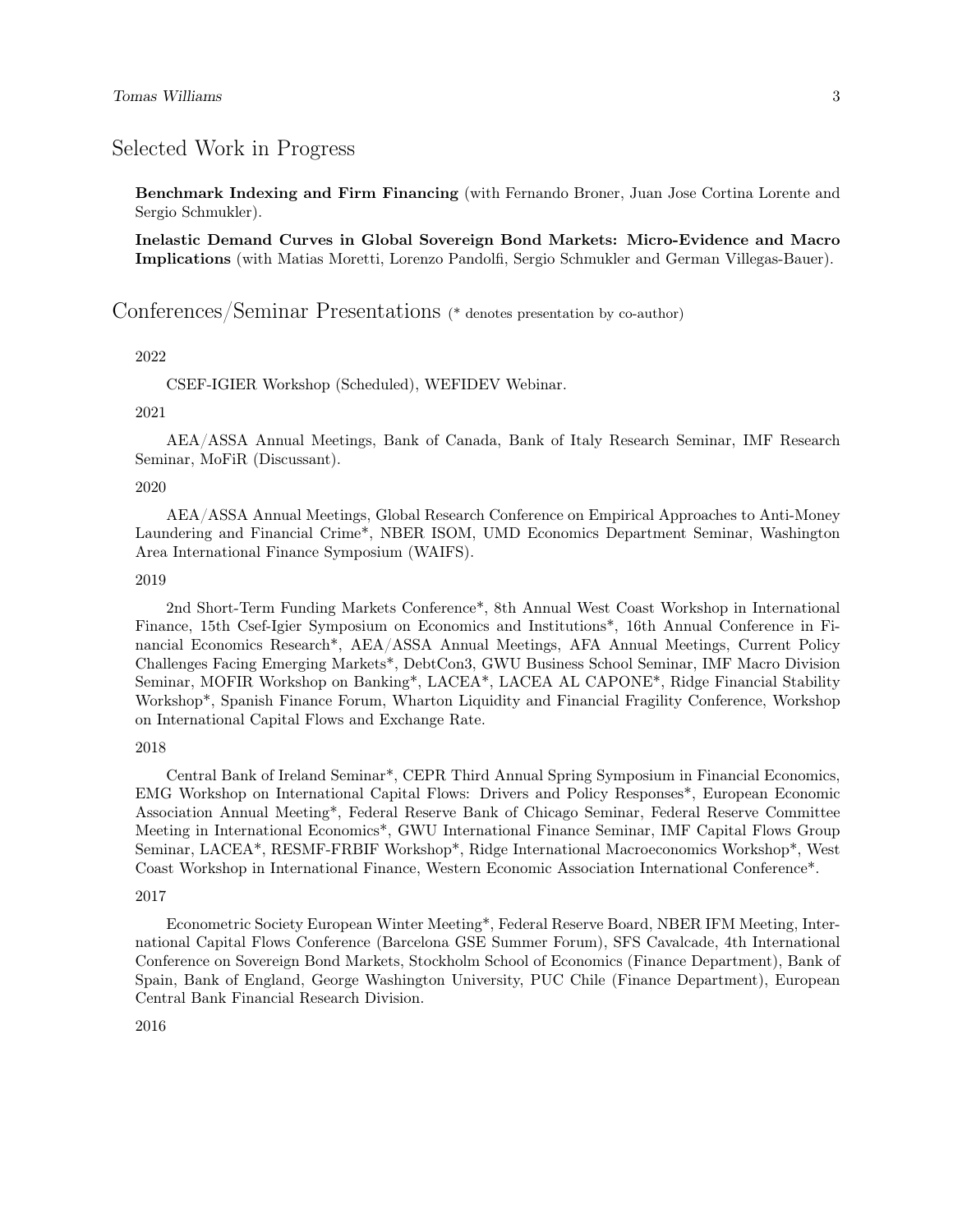## Selected Work in Progress

**Benchmark Indexing and Firm Financing** (with Fernando Broner, Juan Jose Cortina Lorente and Sergio Schmukler).

**Inelastic Demand Curves in Global Sovereign Bond Markets: Micro-Evidence and Macro Implications** (with Matias Moretti, Lorenzo Pandolfi, Sergio Schmukler and German Villegas-Bauer).

## Conferences/Seminar Presentations (* denotes presentation by co-author)

2022

CSEF-IGIER Workshop (Scheduled), WEFIDEV Webinar.

2021

AEA/ASSA Annual Meetings, Bank of Canada, Bank of Italy Research Seminar, IMF Research Seminar, MoFiR (Discussant).

2020

AEA/ASSA Annual Meetings, Global Research Conference on Empirical Approaches to Anti-Money Laundering and Financial Crime*, NBER ISOM, UMD Economics Department Seminar, Washington Area International Finance Symposium (WAIFS).

2019

2nd Short-Term Funding Markets Conference*, 8th Annual West Coast Workshop in International Finance, 15th Csef-Igier Symposium on Economics and Institutions*, 16th Annual Conference in Financial Economics Research*, AEA/ASSA Annual Meetings, AFA Annual Meetings, Current Policy Challenges Facing Emerging Markets*, DebtCon3, GWU Business School Seminar, IMF Macro Division Seminar, MOFIR Workshop on Banking*, LACEA*, LACEA AL CAPONE*, Ridge Financial Stability Workshop*, Spanish Finance Forum, Wharton Liquidity and Financial Fragility Conference, Workshop on International Capital Flows and Exchange Rate.

2018

Central Bank of Ireland Seminar*, CEPR Third Annual Spring Symposium in Financial Economics, EMG Workshop on International Capital Flows: Drivers and Policy Responses*, European Economic Association Annual Meeting*, Federal Reserve Bank of Chicago Seminar, Federal Reserve Committee Meeting in International Economics*, GWU International Finance Seminar, IMF Capital Flows Group Seminar, LACEA*, RESMF-FRBIF Workshop*, Ridge International Macroeconomics Workshop*, West Coast Workshop in International Finance, Western Economic Association International Conference*.

2017

Econometric Society European Winter Meeting*, Federal Reserve Board, NBER IFM Meeting, International Capital Flows Conference (Barcelona GSE Summer Forum), SFS Cavalcade, 4th International Conference on Sovereign Bond Markets, Stockholm School of Economics (Finance Department), Bank of Spain, Bank of England, George Washington University, PUC Chile (Finance Department), European Central Bank Financial Research Division.

2016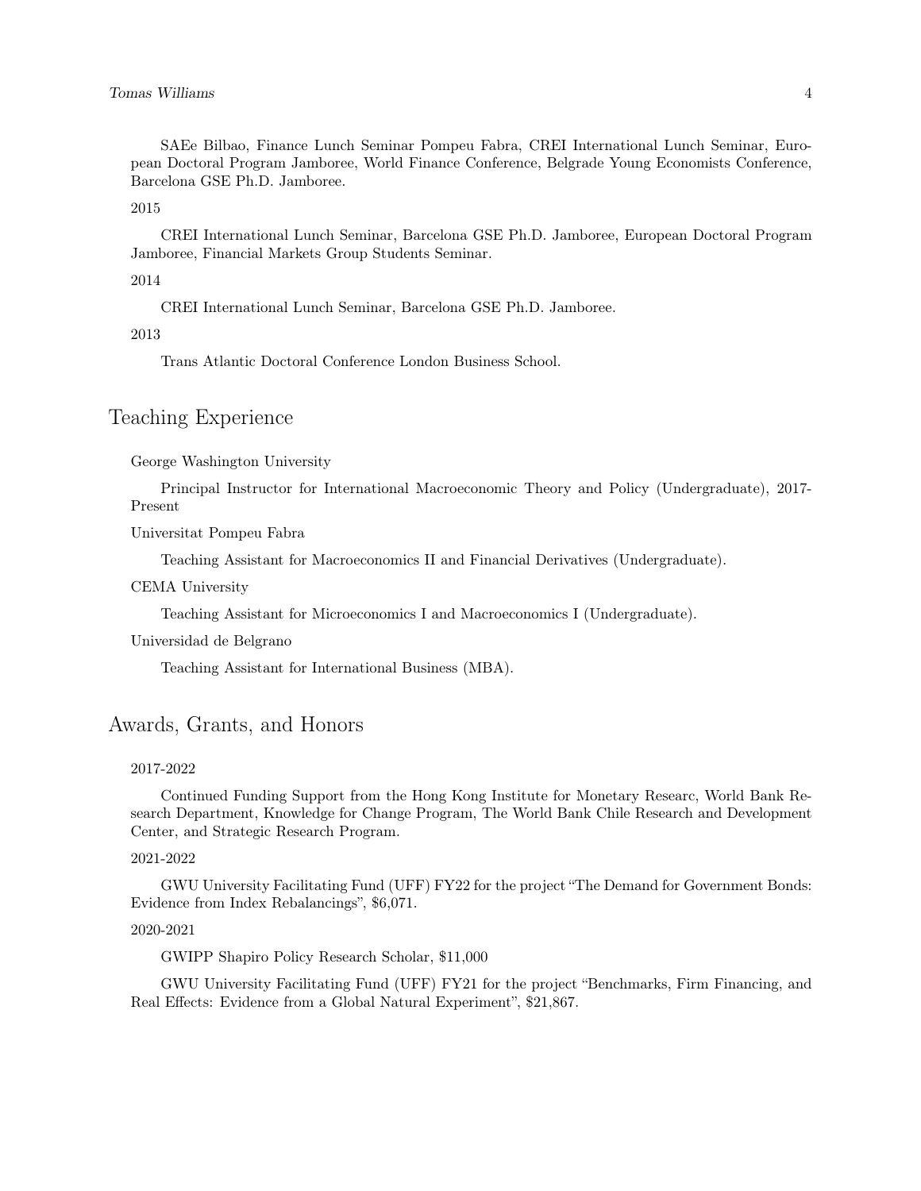SAEe Bilbao, Finance Lunch Seminar Pompeu Fabra, CREI International Lunch Seminar, European Doctoral Program Jamboree, World Finance Conference, Belgrade Young Economists Conference, Barcelona GSE Ph.D. Jamboree.

2015

CREI International Lunch Seminar, Barcelona GSE Ph.D. Jamboree, European Doctoral Program Jamboree, Financial Markets Group Students Seminar.

2014

CREI International Lunch Seminar, Barcelona GSE Ph.D. Jamboree.

2013

Trans Atlantic Doctoral Conference London Business School.

## Teaching Experience

George Washington University

Principal Instructor for International Macroeconomic Theory and Policy (Undergraduate), 2017-Present

Universitat Pompeu Fabra

Teaching Assistant for Macroeconomics II and Financial Derivatives (Undergraduate).

CEMA University

Teaching Assistant for Microeconomics I and Macroeconomics I (Undergraduate).

Universidad de Belgrano

Teaching Assistant for International Business (MBA).

## Awards, Grants, and Honors

2017-2022

Continued Funding Support from the Hong Kong Institute for Monetary Researc, World Bank Research Department, Knowledge for Change Program, The World Bank Chile Research and Development Center, and Strategic Research Program.

2021-2022

GWU University Facilitating Fund (UFF) FY22 for the project "The Demand for Government Bonds: Evidence from Index Rebalancings", $6,071.

2020-2021

GWIPP Shapiro Policy Research Scholar, $11,000

GWU University Facilitating Fund (UFF) FY21 for the project "Benchmarks, Firm Financing, and Real Effects: Evidence from a Global Natural Experiment", $21,867.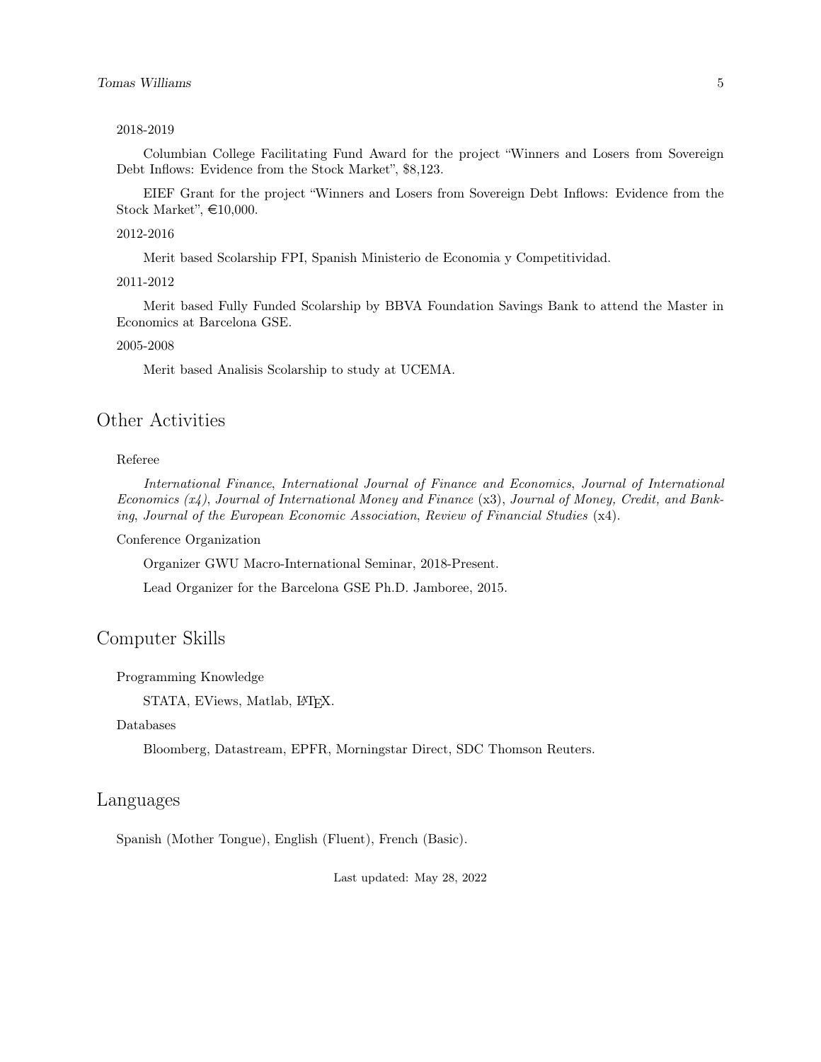2018-2019

Columbian College Facilitating Fund Award for the project "Winners and Losers from Sovereign Debt Inflows: Evidence from the Stock Market", $8,123.

EIEF Grant for the project "Winners and Losers from Sovereign Debt Inflows: Evidence from the Stock Market", €10,000.

2012-2016

Merit based Scolarship FPI, Spanish Ministerio de Economia y Competitividad.

2011-2012

Merit based Fully Funded Scolarship by BBVA Foundation Savings Bank to attend the Master in Economics at Barcelona GSE.

2005-2008

Merit based Analisis Scolarship to study at UCEMA.

## Other Activities

Referee

*International Finance*, *International Journal of Finance and Economics*, *Journal of International Economics (x4)*, *Journal of International Money and Finance* (x3), *Journal of Money, Credit, and Banking*, *Journal of the European Economic Association*, *Review of Financial Studies* (x4).

Conference Organization

Organizer GWU Macro-International Seminar, 2018-Present.

Lead Organizer for the Barcelona GSE Ph.D. Jamboree, 2015.

## Computer Skills

Programming Knowledge

STATA, EViews, Matlab, LaTeX.

Databases

Bloomberg, Datastream, EPFR, Morningstar Direct, SDC Thomson Reuters.

## Languages

Spanish (Mother Tongue), English (Fluent), French (Basic).

Last updated: May 28, 2022